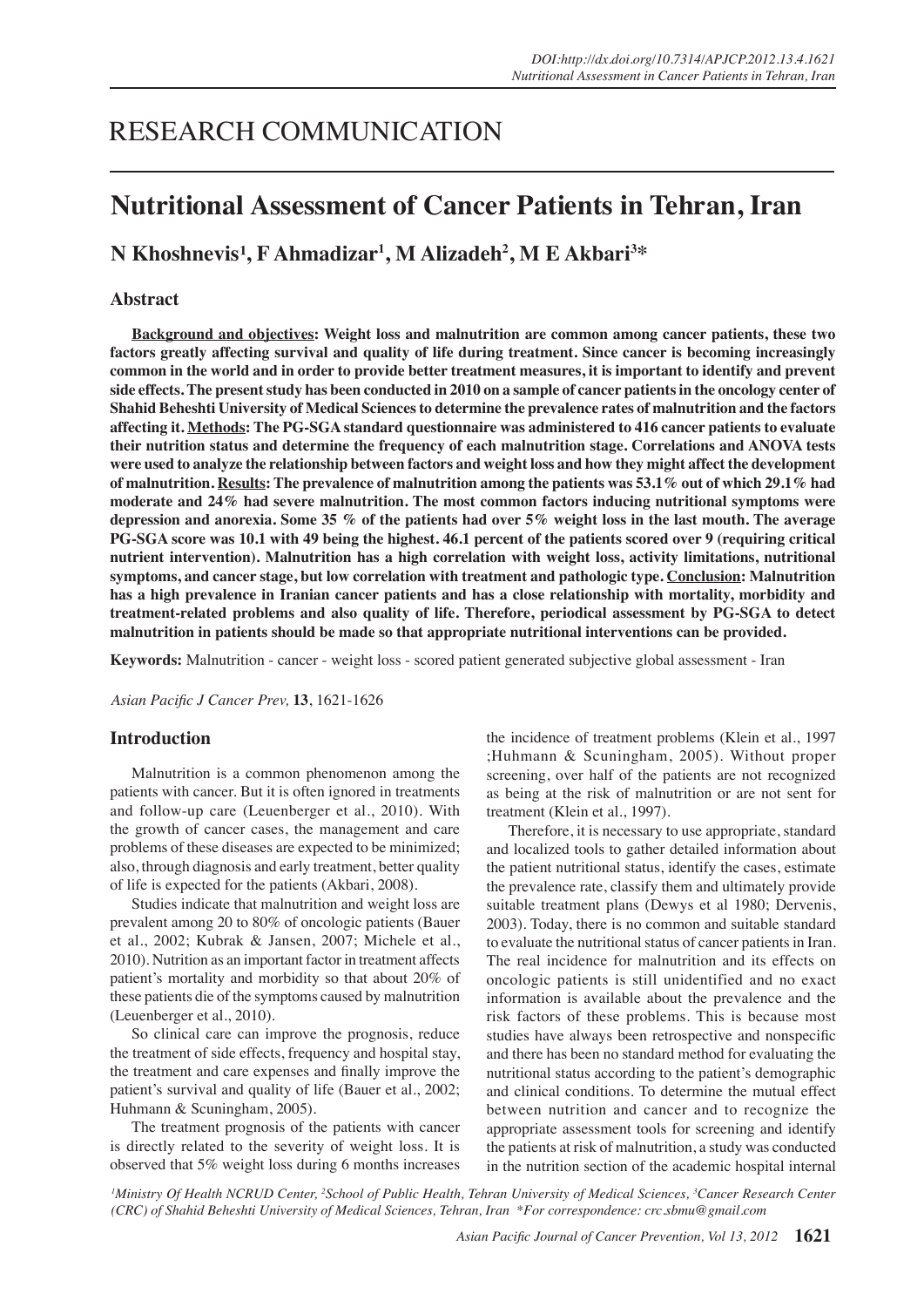RESEARCH COMMUNICATION

# Nutritional Assessment of Cancer Patients in Tehran, Iran

**N Khoshnevis[1], F Ahmadizar[1], M Alizadeh[2], M E Akbari[3]***

## Abstract

**Background and objectives: Weight loss and malnutrition are common among cancer patients, these two factors greatly affecting survival and quality of life during treatment. Since cancer is becoming increasingly common in the world and in order to provide better treatment measures, it is important to identify and prevent side effects. The present study has been conducted in 2010 on a sample of cancer patients in the oncology center of Shahid Beheshti University of Medical Sciences to determine the prevalence rates of malnutrition and the factors affecting it. Methods: The PG-SGA standard questionnaire was administered to 416 cancer patients to evaluate their nutrition status and determine the frequency of each malnutrition stage. Correlations and ANOVA tests were used to analyze the relationship between factors and weight loss and how they might affect the development of malnutrition. Results: The prevalence of malnutrition among the patients was 53.1% out of which 29.1% had moderate and 24% had severe malnutrition. The most common factors inducing nutritional symptoms were depression and anorexia. Some 35 % of the patients had over 5% weight loss in the last mouth. The average PG-SGA score was 10.1 with 49 being the highest. 46.1 percent of the patients scored over 9 (requiring critical nutrient intervention). Malnutrition has a high correlation with weight loss, activity limitations, nutritional symptoms, and cancer stage, but low correlation with treatment and pathologic type. Conclusion: Malnutrition has a high prevalence in Iranian cancer patients and has a close relationship with mortality, morbidity and treatment-related problems and also quality of life. Therefore, periodical assessment by PG-SGA to detect malnutrition in patients should be made so that appropriate nutritional interventions can be provided.**

**Keywords:** Malnutrition - cancer - weight loss - scored patient generated subjective global assessment - Iran

## Introduction

Malnutrition is a common phenomenon among the patients with cancer. But it is often ignored in treatments and follow-up care (Leuenberger et al., 2010). With the growth of cancer cases, the management and care problems of these diseases are expected to be minimized; also, through diagnosis and early treatment, better quality of life is expected for the patients (Akbari, 2008).

Studies indicate that malnutrition and weight loss are prevalent among 20 to 80% of oncologic patients (Bauer et al., 2002; Kubrak & Jansen, 2007; Michele et al., 2010). Nutrition as an important factor in treatment affects patient's mortality and morbidity so that about 20% of these patients die of the symptoms caused by malnutrition (Leuenberger et al., 2010).

So clinical care can improve the prognosis, reduce the treatment of side effects, frequency and hospital stay, the treatment and care expenses and finally improve the patient's survival and quality of life (Bauer et al., 2002; Huhmann & Scuningham, 2005).

The treatment prognosis of the patients with cancer is directly related to the severity of weight loss. It is observed that 5% weight loss during 6 months increases the incidence of treatment problems (Klein et al., 1997 ;Huhmann & Scuningham, 2005). Without proper screening, over half of the patients are not recognized as being at the risk of malnutrition or are not sent for treatment (Klein et al., 1997).

Therefore, it is necessary to use appropriate, standard and localized tools to gather detailed information about the patient nutritional status, identify the cases, estimate the prevalence rate, classify them and ultimately provide suitable treatment plans (Dewys et al 1980; Dervenis, 2003). Today, there is no common and suitable standard to evaluate the nutritional status of cancer patients in Iran. The real incidence for malnutrition and its effects on oncologic patients is still unidentified and no exact information is available about the prevalence and the risk factors of these problems. This is because most studies have always been retrospective and nonspecific and there has been no standard method for evaluating the nutritional status according to the patient's demographic and clinical conditions. To determine the mutual effect between nutrition and cancer and to recognize the appropriate assessment tools for screening and identify the patients at risk of malnutrition, a study was conducted in the nutrition section of the academic hospital internal

[1]Ministry Of Health NCRUD Center, [2]School of Public Health, Tehran University of Medical Sciences, [3]Cancer Research Center (CRC) of Shahid Beheshti University of Medical Sciences, Tehran, Iran *For correspondence: crc.sbmu@gmail.com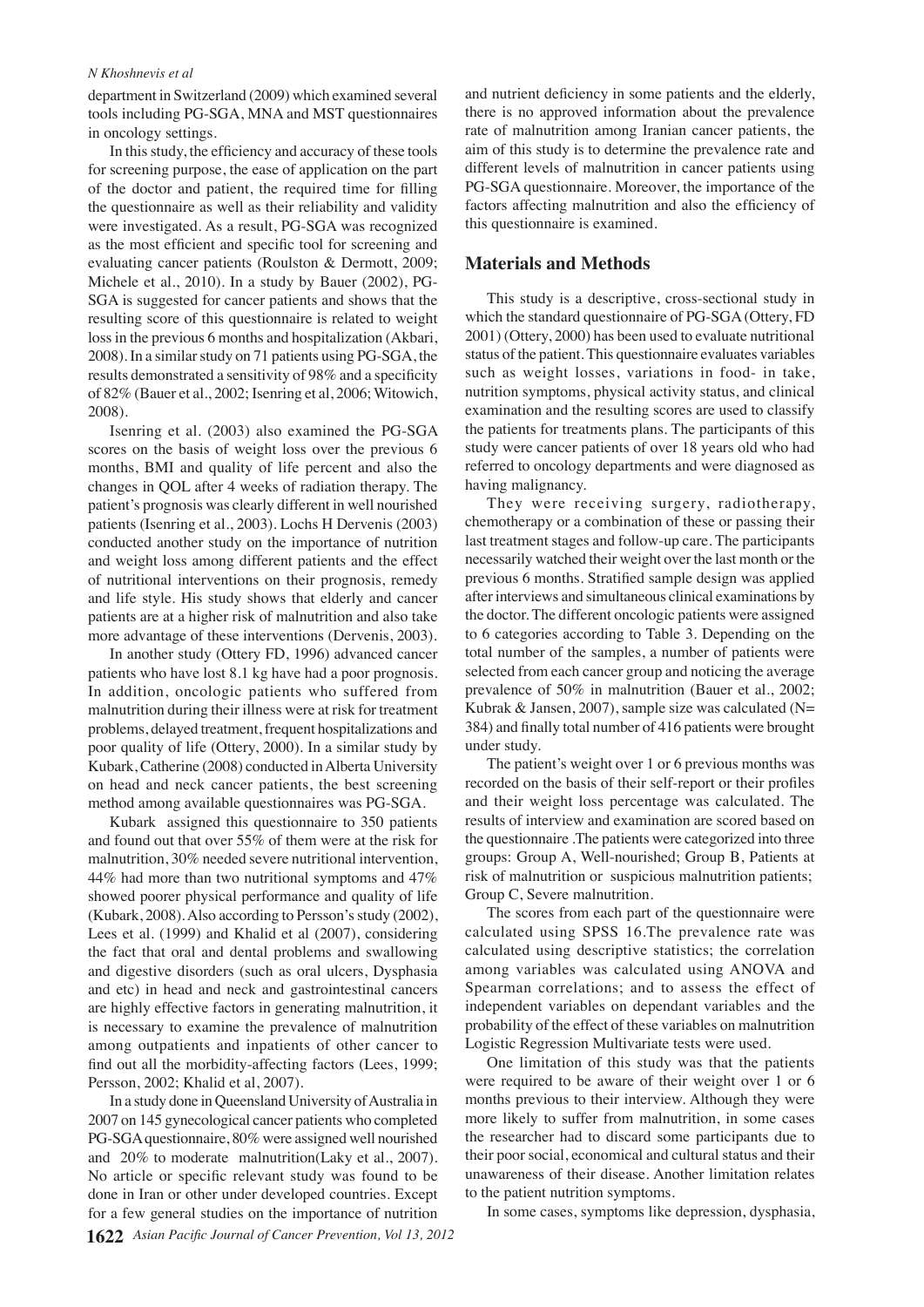department in Switzerland (2009) which examined several tools including PG-SGA, MNA and MST questionnaires in oncology settings.

In this study, the efficiency and accuracy of these tools for screening purpose, the ease of application on the part of the doctor and patient, the required time for filling the questionnaire as well as their reliability and validity were investigated. As a result, PG-SGA was recognized as the most efficient and specific tool for screening and evaluating cancer patients (Roulston & Dermott, 2009; Michele et al., 2010). In a study by Bauer (2002), PG-SGA is suggested for cancer patients and shows that the resulting score of this questionnaire is related to weight loss in the previous 6 months and hospitalization (Akbari, 2008). In a similar study on 71 patients using PG-SGA, the results demonstrated a sensitivity of 98% and a specificity of 82% (Bauer et al., 2002; Isenring et al, 2006; Witowich, 2008).

Isenring et al. (2003) also examined the PG-SGA scores on the basis of weight loss over the previous 6 months, BMI and quality of life percent and also the changes in QOL after 4 weeks of radiation therapy. The patient's prognosis was clearly different in well nourished patients (Isenring et al., 2003). Lochs H Dervenis (2003) conducted another study on the importance of nutrition and weight loss among different patients and the effect of nutritional interventions on their prognosis, remedy and life style. His study shows that elderly and cancer patients are at a higher risk of malnutrition and also take more advantage of these interventions (Dervenis, 2003).

In another study (Ottery FD, 1996) advanced cancer patients who have lost 8.1 kg have had a poor prognosis. In addition, oncologic patients who suffered from malnutrition during their illness were at risk for treatment problems, delayed treatment, frequent hospitalizations and poor quality of life (Ottery, 2000). In a similar study by Kubark, Catherine (2008) conducted in Alberta University on head and neck cancer patients, the best screening method among available questionnaires was PG-SGA.

Kubark assigned this questionnaire to 350 patients and found out that over 55% of them were at the risk for malnutrition, 30% needed severe nutritional intervention, 44% had more than two nutritional symptoms and 47% showed poorer physical performance and quality of life (Kubark, 2008). Also according to Persson's study (2002), Lees et al. (1999) and Khalid et al (2007), considering the fact that oral and dental problems and swallowing and digestive disorders (such as oral ulcers, Dysphasia and etc) in head and neck and gastrointestinal cancers are highly effective factors in generating malnutrition, it is necessary to examine the prevalence of malnutrition among outpatients and inpatients of other cancer to find out all the morbidity-affecting factors (Lees, 1999; Persson, 2002; Khalid et al, 2007).

In a study done in Queensland University of Australia in 2007 on 145 gynecological cancer patients who completed PG-SGA questionnaire, 80% were assigned well nourished and 20% to moderate malnutrition(Laky et al., 2007). No article or specific relevant study was found to be done in Iran or other under developed countries. Except for a few general studies on the importance of nutrition and nutrient deficiency in some patients and the elderly, there is no approved information about the prevalence rate of malnutrition among Iranian cancer patients, the aim of this study is to determine the prevalence rate and different levels of malnutrition in cancer patients using PG-SGA questionnaire. Moreover, the importance of the factors affecting malnutrition and also the efficiency of this questionnaire is examined.

## Materials and Methods

This study is a descriptive, cross-sectional study in which the standard questionnaire of PG-SGA (Ottery, FD 2001) (Ottery, 2000) has been used to evaluate nutritional status of the patient. This questionnaire evaluates variables such as weight losses, variations in food- in take, nutrition symptoms, physical activity status, and clinical examination and the resulting scores are used to classify the patients for treatments plans. The participants of this study were cancer patients of over 18 years old who had referred to oncology departments and were diagnosed as having malignancy.

They were receiving surgery, radiotherapy, chemotherapy or a combination of these or passing their last treatment stages and follow-up care. The participants necessarily watched their weight over the last month or the previous 6 months. Stratified sample design was applied after interviews and simultaneous clinical examinations by the doctor. The different oncologic patients were assigned to 6 categories according to Table 3. Depending on the total number of the samples, a number of patients were selected from each cancer group and noticing the average prevalence of 50% in malnutrition (Bauer et al., 2002; Kubrak & Jansen, 2007), sample size was calculated (N= 384) and finally total number of 416 patients were brought under study.

The patient's weight over 1 or 6 previous months was recorded on the basis of their self-report or their profiles and their weight loss percentage was calculated. The results of interview and examination are scored based on the questionnaire .The patients were categorized into three groups: Group A, Well-nourished; Group B, Patients at risk of malnutrition or suspicious malnutrition patients; Group C, Severe malnutrition.

The scores from each part of the questionnaire were calculated using SPSS 16.The prevalence rate was calculated using descriptive statistics; the correlation among variables was calculated using ANOVA and Spearman correlations; and to assess the effect of independent variables on dependant variables and the probability of the effect of these variables on malnutrition Logistic Regression Multivariate tests were used.

One limitation of this study was that the patients were required to be aware of their weight over 1 or 6 months previous to their interview. Although they were more likely to suffer from malnutrition, in some cases the researcher had to discard some participants due to their poor social, economical and cultural status and their unawareness of their disease. Another limitation relates to the patient nutrition symptoms.

In some cases, symptoms like depression, dysphasia,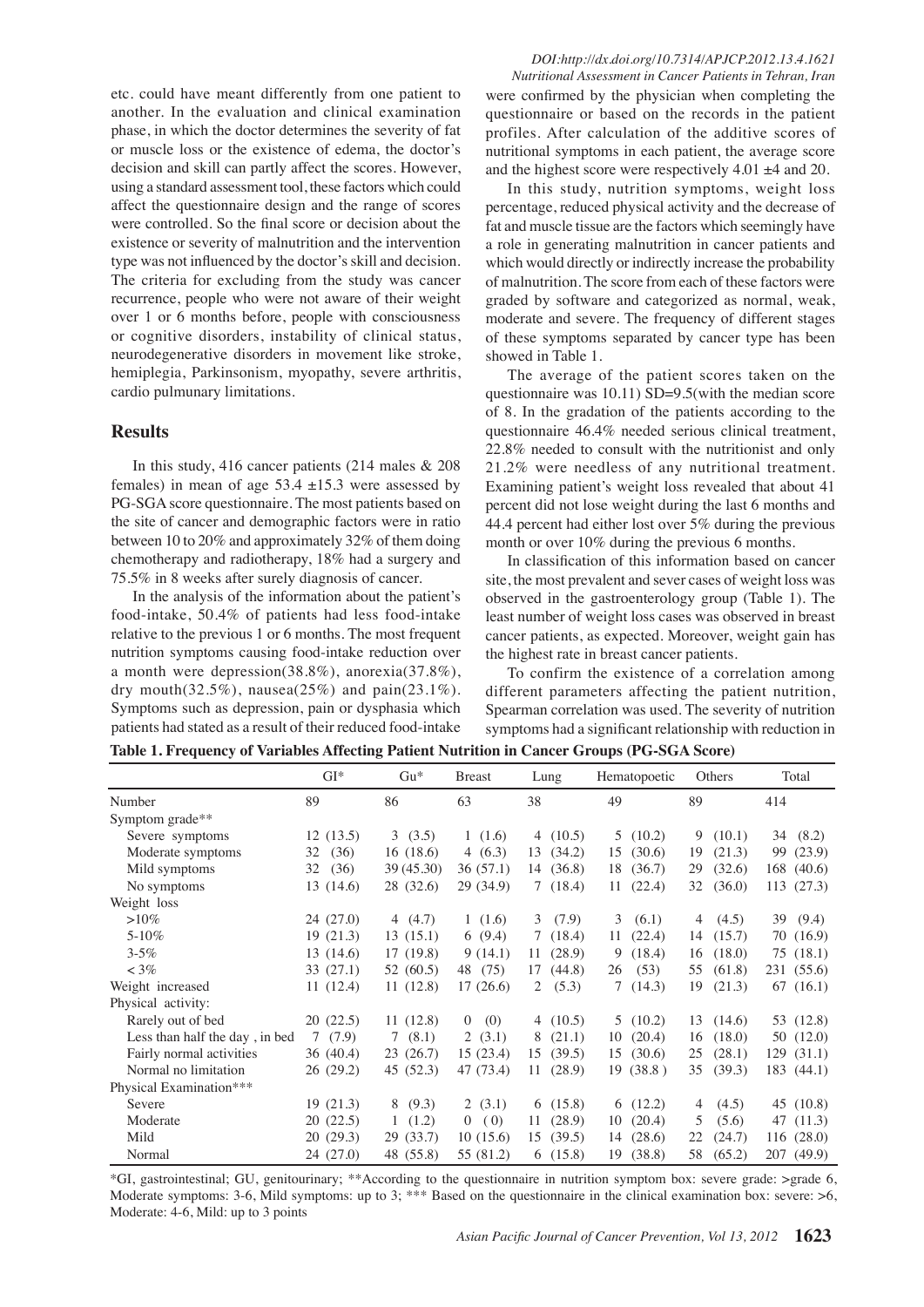etc. could have meant differently from one patient to another. In the evaluation and clinical examination phase, in which the doctor determines the severity of fat or muscle loss or the existence of edema, the doctor's decision and skill can partly affect the scores. However, using a standard assessment tool, these factors which could affect the questionnaire design and the range of scores were controlled. So the final score or decision about the existence or severity of malnutrition and the intervention type was not influenced by the doctor's skill and decision. The criteria for excluding from the study was cancer recurrence, people who were not aware of their weight over 1 or 6 months before, people with consciousness or cognitive disorders, instability of clinical status, neurodegenerative disorders in movement like stroke, hemiplegia, Parkinsonism, myopathy, severe arthritis, cardio pulmunary limitations.

## Results

In this study, 416 cancer patients (214 males & 208 females) in mean of age 53.4 ±15.3 were assessed by PG-SGA score questionnaire. The most patients based on the site of cancer and demographic factors were in ratio between 10 to 20% and approximately 32% of them doing chemotherapy and radiotherapy, 18% had a surgery and 75.5% in 8 weeks after surely diagnosis of cancer.

In the analysis of the information about the patient's food-intake, 50.4% of patients had less food-intake relative to the previous 1 or 6 months. The most frequent nutrition symptoms causing food-intake reduction over a month were depression(38.8%), anorexia(37.8%), dry mouth(32.5%), nausea(25%) and pain(23.1%). Symptoms such as depression, pain or dysphasia which patients had stated as a result of their reduced food-intake were confirmed by the physician when completing the questionnaire or based on the records in the patient profiles. After calculation of the additive scores of nutritional symptoms in each patient, the average score and the highest score were respectively 4.01 ±4 and 20.

In this study, nutrition symptoms, weight loss percentage, reduced physical activity and the decrease of fat and muscle tissue are the factors which seemingly have a role in generating malnutrition in cancer patients and which would directly or indirectly increase the probability of malnutrition. The score from each of these factors were graded by software and categorized as normal, weak, moderate and severe. The frequency of different stages of these symptoms separated by cancer type has been showed in Table 1.

The average of the patient scores taken on the questionnaire was 10.11) SD=9.5(with the median score of 8. In the gradation of the patients according to the questionnaire 46.4% needed serious clinical treatment, 22.8% needed to consult with the nutritionist and only 21.2% were needless of any nutritional treatment. Examining patient's weight loss revealed that about 41 percent did not lose weight during the last 6 months and 44.4 percent had either lost over 5% during the previous month or over 10% during the previous 6 months.

In classification of this information based on cancer site, the most prevalent and sever cases of weight loss was observed in the gastroenterology group (Table 1). The least number of weight loss cases was observed in breast cancer patients, as expected. Moreover, weight gain has the highest rate in breast cancer patients.

To confirm the existence of a correlation among different parameters affecting the patient nutrition, Spearman correlation was used. The severity of nutrition symptoms had a significant relationship with reduction in

**Table 1. Frequency of Variables Affecting Patient Nutrition in Cancer Groups (PG-SGA Score)**

| | GI* | Gu* | Breast | Lung | Hematopoetic | Others | Total |
|---|---|---|---|---|---|---|---|
| Number | 89 | 86 | 63 | 38 | 49 | 89 | 414 |
| Symptom grade** | | | | | | | |
| Severe symptoms | 12 (13.5) | 3 (3.5) | 1 (1.6) | 4 (10.5) | 5 (10.2) | 9 (10.1) | 34 (8.2) |
| Moderate symptoms | 32 (36) | 16 (18.6) | 4 (6.3) | 13 (34.2) | 15 (30.6) | 19 (21.3) | 99 (23.9) |
| Mild symptoms | 32 (36) | 39 (45.30) | 36 (57.1) | 14 (36.8) | 18 (36.7) | 29 (32.6) | 168 (40.6) |
| No symptoms | 13 (14.6) | 28 (32.6) | 29 (34.9) | 7 (18.4) | 11 (22.4) | 32 (36.0) | 113 (27.3) |
| Weight loss | | | | | | | |
| >10% | 24 (27.0) | 4 (4.7) | 1 (1.6) | 3 (7.9) | 3 (6.1) | 4 (4.5) | 39 (9.4) |
| 5-10% | 19 (21.3) | 13 (15.1) | 6 (9.4) | 7 (18.4) | 11 (22.4) | 14 (15.7) | 70 (16.9) |
| 3-5% | 13 (14.6) | 17 (19.8) | 9 (14.1) | 11 (28.9) | 9 (18.4) | 16 (18.0) | 75 (18.1) |
| < 3% | 33 (27.1) | 52 (60.5) | 48 (75) | 17 (44.8) | 26 (53) | 55 (61.8) | 231 (55.6) |
| Weight increased | 11 (12.4) | 11 (12.8) | 17 (26.6) | 2 (5.3) | 7 (14.3) | 19 (21.3) | 67 (16.1) |
| Physical activity: | | | | | | | |
| Rarely out of bed | 20 (22.5) | 11 (12.8) | 0 (0) | 4 (10.5) | 5 (10.2) | 13 (14.6) | 53 (12.8) |
| Less than half the day , in bed | 7 (7.9) | 7 (8.1) | 2 (3.1) | 8 (21.1) | 10 (20.4) | 16 (18.0) | 50 (12.0) |
| Fairly normal activities | 36 (40.4) | 23 (26.7) | 15 (23.4) | 15 (39.5) | 15 (30.6) | 25 (28.1) | 129 (31.1) |
| Normal no limitation | 26 (29.2) | 45 (52.3) | 47 (73.4) | 11 (28.9) | 19 (38.8 ) | 35 (39.3) | 183 (44.1) |
| Physical Examination*** | | | | | | | |
| Severe | 19 (21.3) | 8 (9.3) | 2 (3.1) | 6 (15.8) | 6 (12.2) | 4 (4.5) | 45 (10.8) |
| Moderate | 20 (22.5) | 1 (1.2) | 0 ( 0) | 11 (28.9) | 10 (20.4) | 5 (5.6) | 47 (11.3) |
| Mild | 20 (29.3) | 29 (33.7) | 10 (15.6) | 15 (39.5) | 14 (28.6) | 22 (24.7) | 116 (28.0) |
| Normal | 24 (27.0) | 48 (55.8) | 55 (81.2) | 6 (15.8) | 19 (38.8) | 58 (65.2) | 207 (49.9) |

*GI, gastrointestinal; GU, genitourinary; **According to the questionnaire in nutrition symptom box: severe grade: >grade 6, Moderate symptoms: 3-6, Mild symptoms: up to 3; *** Based on the questionnaire in the clinical examination box: severe: >6, Moderate: 4-6, Mild: up to 3 points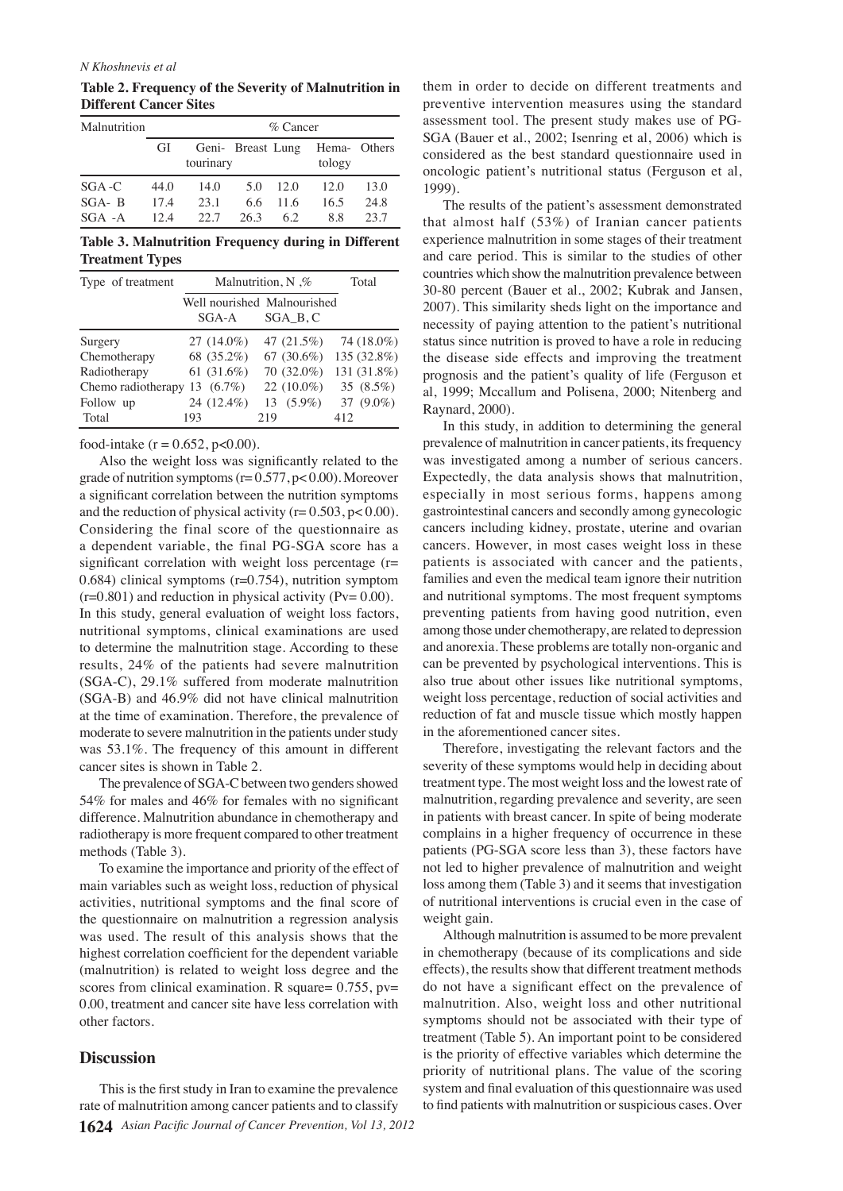**Table 2. Frequency of the Severity of Malnutrition in Different Cancer Sites**

| Malnutrition | % Cancer | | | | | |
|---|---|---|---|---|---|---|
| | GI | Geni-tourinary | Breast | Lung | Hema-tology | Others |
| SGA -C | 44.0 | 14.0 | 5.0 | 12.0 | 12.0 | 13.0 |
| SGA- B | 17.4 | 23.1 | 6.6 | 11.6 | 16.5 | 24.8 |
| SGA -A | 12.4 | 22.7 | 26.3 | 6.2 | 8.8 | 23.7 |

**Table 3. Malnutrition Frequency during in Different Treatment Types**

| Type of treatment | Malnutrition, N ,% | | Total |
|---|---|---|---|
| | Well nourished SGA-A | Malnourished SGA_B, C | |
| Surgery | 27 (14.0%) | 47 (21.5%) | 74 (18.0%) |
| Chemotherapy | 68 (35.2%) | 67 (30.6%) | 135 (32.8%) |
| Radiotherapy | 61 (31.6%) | 70 (32.0%) | 131 (31.8%) |
| Chemo radiotherapy | 13 (6.7%) | 22 (10.0%) | 35 (8.5%) |
| Follow up | 24 (12.4%) | 13 (5.9%) | 37 (9.0%) |
| Total | 193 | 219 | 412 |

food-intake ($r = 0.652$, $p<0.00$).

Also the weight loss was significantly related to the grade of nutrition symptoms ($r= 0.577$, $p< 0.00$). Moreover a significant correlation between the nutrition symptoms and the reduction of physical activity ($r= 0.503$, $p< 0.00$). Considering the final score of the questionnaire as a dependent variable, the final PG-SGA score has a significant correlation with weight loss percentage ($r= 0.684$) clinical symptoms ($r=0.754$), nutrition symptom ($r=0.801$) and reduction in physical activity ($Pv= 0.00$). In this study, general evaluation of weight loss factors, nutritional symptoms, clinical examinations are used to determine the malnutrition stage. According to these results, 24% of the patients had severe malnutrition (SGA-C), 29.1% suffered from moderate malnutrition (SGA-B) and 46.9% did not have clinical malnutrition at the time of examination. Therefore, the prevalence of moderate to severe malnutrition in the patients under study was 53.1%. The frequency of this amount in different cancer sites is shown in Table 2.

The prevalence of SGA-C between two genders showed 54% for males and 46% for females with no significant difference. Malnutrition abundance in chemotherapy and radiotherapy is more frequent compared to other treatment methods (Table 3).

To examine the importance and priority of the effect of main variables such as weight loss, reduction of physical activities, nutritional symptoms and the final score of the questionnaire on malnutrition a regression analysis was used. The result of this analysis shows that the highest correlation coefficient for the dependent variable (malnutrition) is related to weight loss degree and the scores from clinical examination. R square= 0.755, pv= 0.00, treatment and cancer site have less correlation with other factors.

## Discussion

This is the first study in Iran to examine the prevalence rate of malnutrition among cancer patients and to classify them in order to decide on different treatments and preventive intervention measures using the standard assessment tool. The present study makes use of PG-SGA (Bauer et al., 2002; Isenring et al, 2006) which is considered as the best standard questionnaire used in oncologic patient's nutritional status (Ferguson et al, 1999).

The results of the patient's assessment demonstrated that almost half (53%) of Iranian cancer patients experience malnutrition in some stages of their treatment and care period. This is similar to the studies of other countries which show the malnutrition prevalence between 30-80 percent (Bauer et al., 2002; Kubrak and Jansen, 2007). This similarity sheds light on the importance and necessity of paying attention to the patient's nutritional status since nutrition is proved to have a role in reducing the disease side effects and improving the treatment prognosis and the patient's quality of life (Ferguson et al, 1999; Mccallum and Polisena, 2000; Nitenberg and Raynard, 2000).

In this study, in addition to determining the general prevalence of malnutrition in cancer patients, its frequency was investigated among a number of serious cancers. Expectedly, the data analysis shows that malnutrition, especially in most serious forms, happens among gastrointestinal cancers and secondly among gynecologic cancers including kidney, prostate, uterine and ovarian cancers. However, in most cases weight loss in these patients is associated with cancer and the patients, families and even the medical team ignore their nutrition and nutritional symptoms. The most frequent symptoms preventing patients from having good nutrition, even among those under chemotherapy, are related to depression and anorexia. These problems are totally non-organic and can be prevented by psychological interventions. This is also true about other issues like nutritional symptoms, weight loss percentage, reduction of social activities and reduction of fat and muscle tissue which mostly happen in the aforementioned cancer sites.

Therefore, investigating the relevant factors and the severity of these symptoms would help in deciding about treatment type. The most weight loss and the lowest rate of malnutrition, regarding prevalence and severity, are seen in patients with breast cancer. In spite of being moderate complains in a higher frequency of occurrence in these patients (PG-SGA score less than 3), these factors have not led to higher prevalence of malnutrition and weight loss among them (Table 3) and it seems that investigation of nutritional interventions is crucial even in the case of weight gain.

Although malnutrition is assumed to be more prevalent in chemotherapy (because of its complications and side effects), the results show that different treatment methods do not have a significant effect on the prevalence of malnutrition. Also, weight loss and other nutritional symptoms should not be associated with their type of treatment (Table 5). An important point to be considered is the priority of effective variables which determine the priority of nutritional plans. The value of the scoring system and final evaluation of this questionnaire was used to find patients with malnutrition or suspicious cases. Over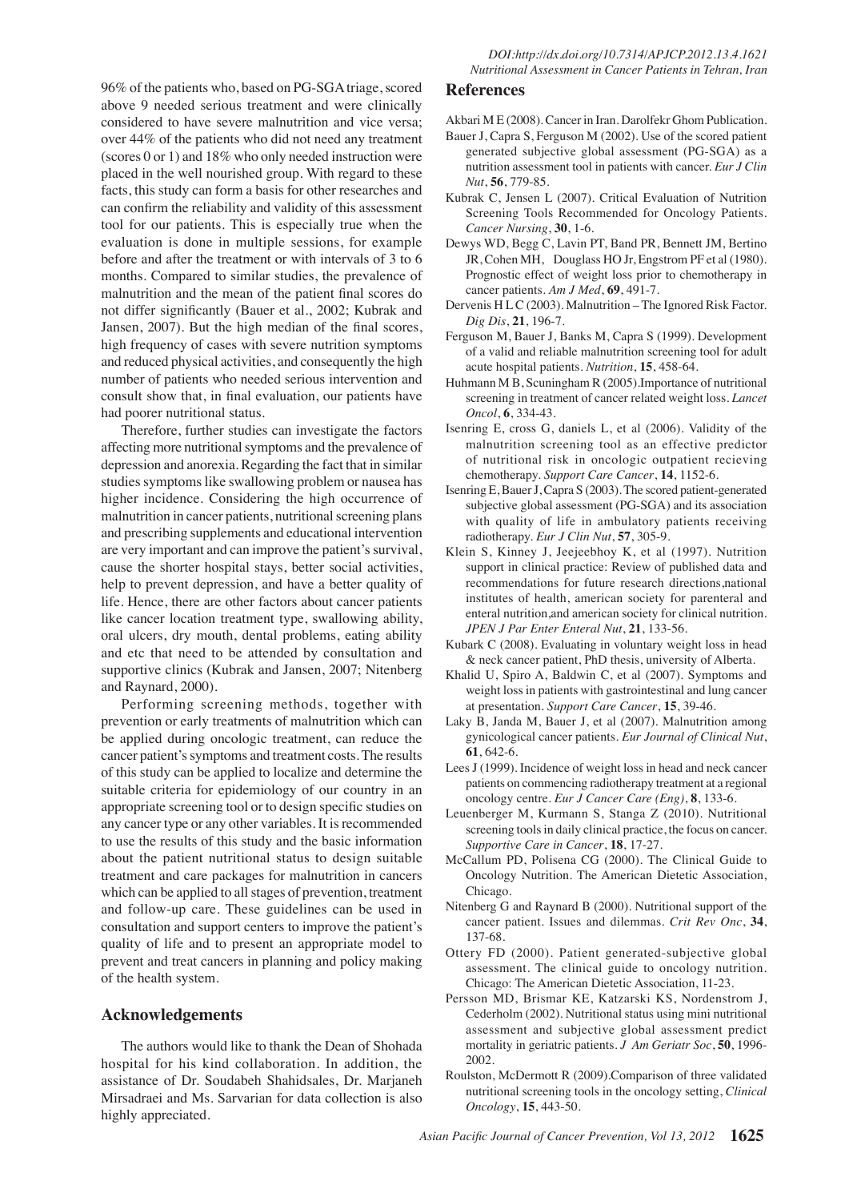96% of the patients who, based on PG-SGA triage, scored above 9 needed serious treatment and were clinically considered to have severe malnutrition and vice versa; over 44% of the patients who did not need any treatment (scores 0 or 1) and 18% who only needed instruction were placed in the well nourished group. With regard to these facts, this study can form a basis for other researches and can confirm the reliability and validity of this assessment tool for our patients. This is especially true when the evaluation is done in multiple sessions, for example before and after the treatment or with intervals of 3 to 6 months. Compared to similar studies, the prevalence of malnutrition and the mean of the patient final scores do not differ significantly (Bauer et al., 2002; Kubrak and Jansen, 2007). But the high median of the final scores, high frequency of cases with severe nutrition symptoms and reduced physical activities, and consequently the high number of patients who needed serious intervention and consult show that, in final evaluation, our patients have had poorer nutritional status.

Therefore, further studies can investigate the factors affecting more nutritional symptoms and the prevalence of depression and anorexia. Regarding the fact that in similar studies symptoms like swallowing problem or nausea has higher incidence. Considering the high occurrence of malnutrition in cancer patients, nutritional screening plans and prescribing supplements and educational intervention are very important and can improve the patient's survival, cause the shorter hospital stays, better social activities, help to prevent depression, and have a better quality of life. Hence, there are other factors about cancer patients like cancer location treatment type, swallowing ability, oral ulcers, dry mouth, dental problems, eating ability and etc that need to be attended by consultation and supportive clinics (Kubrak and Jansen, 2007; Nitenberg and Raynard, 2000).

Performing screening methods, together with prevention or early treatments of malnutrition which can be applied during oncologic treatment, can reduce the cancer patient's symptoms and treatment costs. The results of this study can be applied to localize and determine the suitable criteria for epidemiology of our country in an appropriate screening tool or to design specific studies on any cancer type or any other variables. It is recommended to use the results of this study and the basic information about the patient nutritional status to design suitable treatment and care packages for malnutrition in cancers which can be applied to all stages of prevention, treatment and follow-up care. These guidelines can be used in consultation and support centers to improve the patient's quality of life and to present an appropriate model to prevent and treat cancers in planning and policy making of the health system.

## Acknowledgements

The authors would like to thank the Dean of Shohada hospital for his kind collaboration. In addition, the assistance of Dr. Soudabeh Shahidsales, Dr. Marjaneh Mirsadraei and Ms. Sarvarian for data collection is also highly appreciated.

## References

Akbari M E (2008). Cancer in Iran. Darolfekr Ghom Publication.

Bauer J, Capra S, Ferguson M (2002). Use of the scored patient generated subjective global assessment (PG-SGA) as a nutrition assessment tool in patients with cancer. *Eur J Clin Nut*, **56**, 779-85.

Kubrak C, Jensen L (2007). Critical Evaluation of Nutrition Screening Tools Recommended for Oncology Patients. *Cancer Nursing*, **30**, 1-6.

Dewys WD, Begg C, Lavin PT, Band PR, Bennett JM, Bertino JR, Cohen MH, Douglass HO Jr, Engstrom PF et al (1980). Prognostic effect of weight loss prior to chemotherapy in cancer patients. *Am J Med*, **69**, 491-7.

Dervenis H L C (2003). Malnutrition – The Ignored Risk Factor. *Dig Dis*, **21**, 196-7.

Ferguson M, Bauer J, Banks M, Capra S (1999). Development of a valid and reliable malnutrition screening tool for adult acute hospital patients. *Nutrition*, **15**, 458-64.

Huhmann M B, Scuningham R (2005).Importance of nutritional screening in treatment of cancer related weight loss. *Lancet Oncol*, **6**, 334-43.

Isenring E, cross G, daniels L, et al (2006). Validity of the malnutrition screening tool as an effective predictor of nutritional risk in oncologic outpatient recieving chemotherapy. *Support Care Cancer*, **14**, 1152-6.

Isenring E, Bauer J, Capra S (2003). The scored patient-generated subjective global assessment (PG-SGA) and its association with quality of life in ambulatory patients receiving radiotherapy. *Eur J Clin Nut*, **57**, 305-9.

Klein S, Kinney J, Jeejeebhoy K, et al (1997). Nutrition support in clinical practice: Review of published data and recommendations for future research directions,national institutes of health, american society for parenteral and enteral nutrition,and american society for clinical nutrition. *JPEN J Par Enter Enteral Nut*, **21**, 133-56.

Kubart C (2008). Evaluating in voluntary weight loss in head & neck cancer patient, PhD thesis, university of Alberta.

Khalid U, Spiro A, Baldwin C, et al (2007). Symptoms and weight loss in patients with gastrointestinal and lung cancer at presentation. *Support Care Cancer*, **15**, 39-46.

Laky B, Janda M, Bauer J, et al (2007). Malnutrition among gynicological cancer patients. *Eur Journal of Clinical Nut*, **61**, 642-6.

Lees J (1999). Incidence of weight loss in head and neck cancer patients on commencing radiotherapy treatment at a regional oncology centre. *Eur J Cancer Care (Eng)*, **8**, 133-6.

Leuenberger M, Kurmann S, Stanga Z (2010). Nutritional screening tools in daily clinical practice, the focus on cancer. *Supportive Care in Cancer*, **18**, 17-27.

McCallum PD, Polisena CG (2000). The Clinical Guide to Oncology Nutrition. The American Dietetic Association, Chicago.

Nitenberg G and Raynard B (2000). Nutritional support of the cancer patient. Issues and dilemmas. *Crit Rev Onc*, **34**, 137-68.

Ottery FD (2000). Patient generated-subjective global assessment. The clinical guide to oncology nutrition. Chicago: The American Dietetic Association, 11-23.

Persson MD, Brismar KE, Katzarski KS, Nordenstrom J, Cederholm (2002). Nutritional status using mini nutritional assessment and subjective global assessment predict mortality in geriatric patients. *J Am Geriatr Soc*, **50**, 1996-2002.

Roulston, McDermott R (2009).Comparison of three validated nutritional screening tools in the oncology setting, *Clinical Oncology*, **15**, 443-50.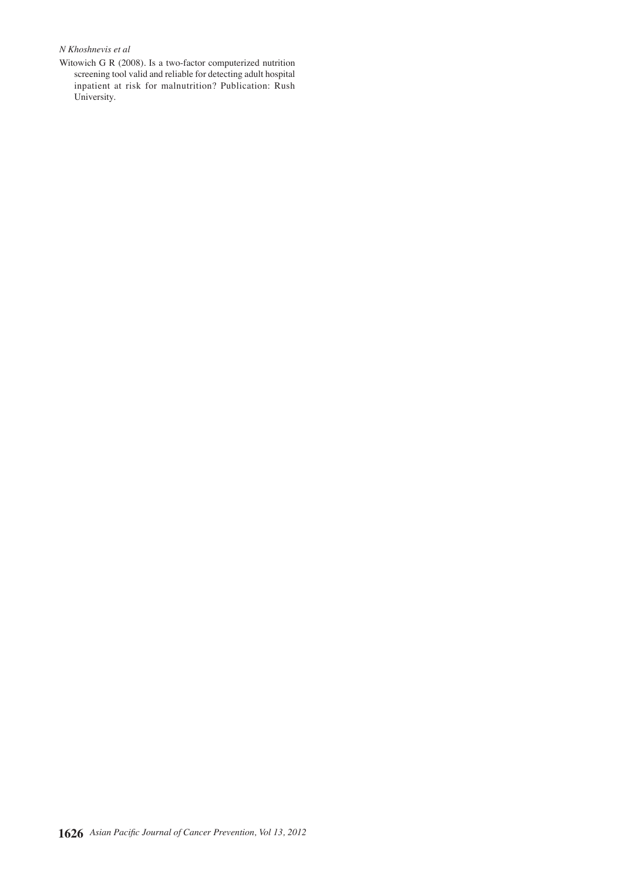Witowich G R (2008). Is a two-factor computerized nutrition screening tool valid and reliable for detecting adult hospital inpatient at risk for malnutrition? Publication: Rush University.